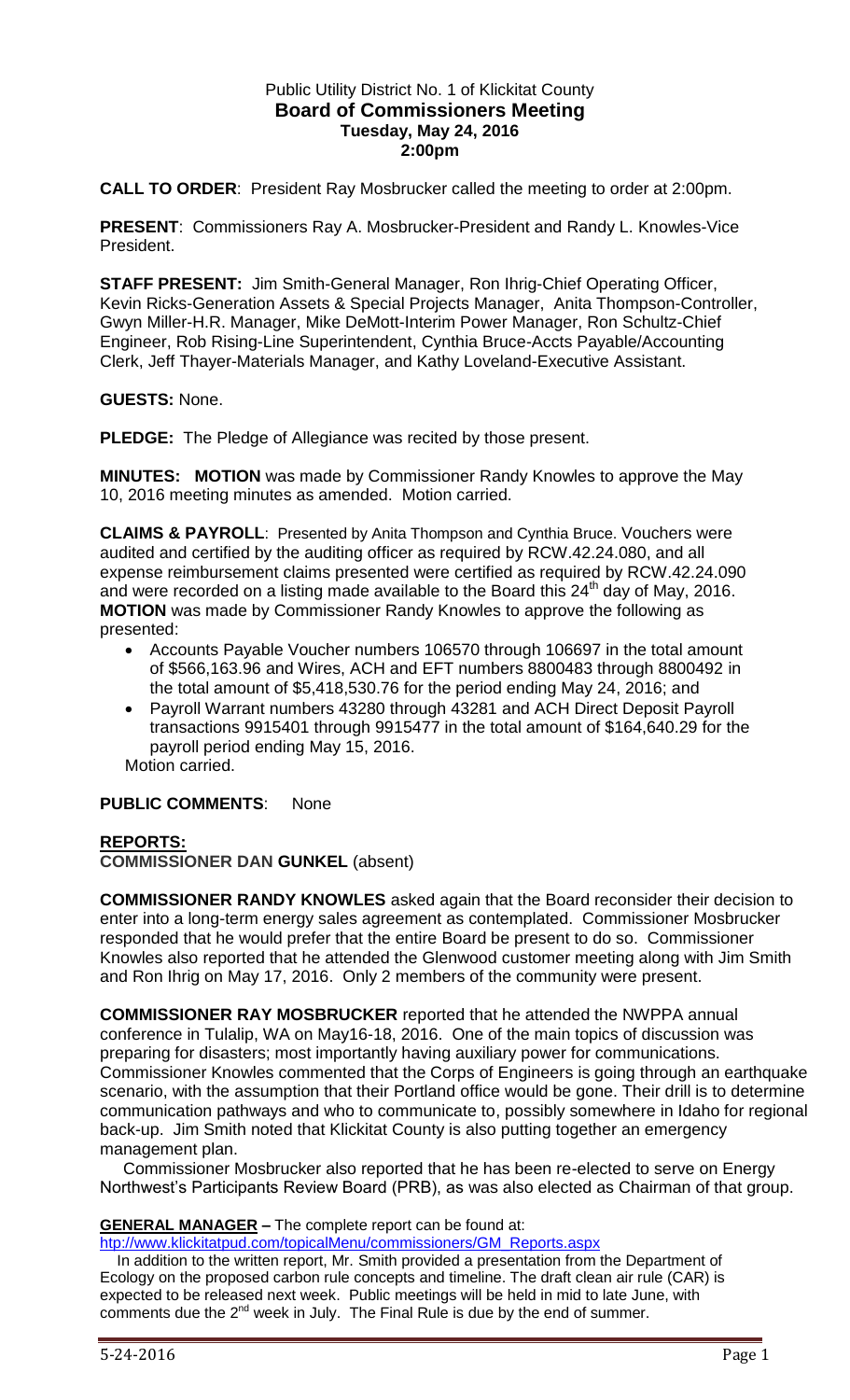Public Utility District No. 1 of Klickitat County
**Board of Commissioners Meeting**
**Tuesday, May 24, 2016**
**2:00pm**

**CALL TO ORDER**: President Ray Mosbrucker called the meeting to order at 2:00pm.

**PRESENT**: Commissioners Ray A. Mosbrucker-President and Randy L. Knowles-Vice President.

**STAFF PRESENT:** Jim Smith-General Manager, Ron Ihrig-Chief Operating Officer, Kevin Ricks-Generation Assets & Special Projects Manager, Anita Thompson-Controller, Gwyn Miller-H.R. Manager, Mike DeMott-Interim Power Manager, Ron Schultz-Chief Engineer, Rob Rising-Line Superintendent, Cynthia Bruce-Accts Payable/Accounting Clerk, Jeff Thayer-Materials Manager, and Kathy Loveland-Executive Assistant.

**GUESTS:** None.

**PLEDGE:** The Pledge of Allegiance was recited by those present.

**MINUTES: MOTION** was made by Commissioner Randy Knowles to approve the May 10, 2016 meeting minutes as amended. Motion carried.

**CLAIMS & PAYROLL**: Presented by Anita Thompson and Cynthia Bruce. Vouchers were audited and certified by the auditing officer as required by RCW.42.24.080, and all expense reimbursement claims presented were certified as required by RCW.42.24.090 and were recorded on a listing made available to the Board this 24th day of May, 2016. **MOTION** was made by Commissioner Randy Knowles to approve the following as presented:

- Accounts Payable Voucher numbers 106570 through 106697 in the total amount of $566,163.96 and Wires, ACH and EFT numbers 8800483 through 8800492 in the total amount of $5,418,530.76 for the period ending May 24, 2016; and
- Payroll Warrant numbers 43280 through 43281 and ACH Direct Deposit Payroll transactions 9915401 through 9915477 in the total amount of $164,640.29 for the payroll period ending May 15, 2016.

Motion carried.

**PUBLIC COMMENTS**: None

**REPORTS:**

**COMMISSIONER DAN GUNKEL** (absent)

**COMMISSIONER RANDY KNOWLES** asked again that the Board reconsider their decision to enter into a long-term energy sales agreement as contemplated. Commissioner Mosbrucker responded that he would prefer that the entire Board be present to do so. Commissioner Knowles also reported that he attended the Glenwood customer meeting along with Jim Smith and Ron Ihrig on May 17, 2016. Only 2 members of the community were present.

**COMMISSIONER RAY MOSBRUCKER** reported that he attended the NWPPA annual conference in Tulalip, WA on May16-18, 2016. One of the main topics of discussion was preparing for disasters; most importantly having auxiliary power for communications. Commissioner Knowles commented that the Corps of Engineers is going through an earthquake scenario, with the assumption that their Portland office would be gone. Their drill is to determine communication pathways and who to communicate to, possibly somewhere in Idaho for regional back-up. Jim Smith noted that Klickitat County is also putting together an emergency management plan.

Commissioner Mosbrucker also reported that he has been re-elected to serve on Energy Northwest's Participants Review Board (PRB), as was also elected as Chairman of that group.

**GENERAL MANAGER –** The complete report can be found at:
htp://www.klickitatpud.com/topicalMenu/commissioners/GM_Reports.aspx

In addition to the written report, Mr. Smith provided a presentation from the Department of Ecology on the proposed carbon rule concepts and timeline. The draft clean air rule (CAR) is expected to be released next week. Public meetings will be held in mid to late June, with comments due the 2nd week in July. The Final Rule is due by the end of summer.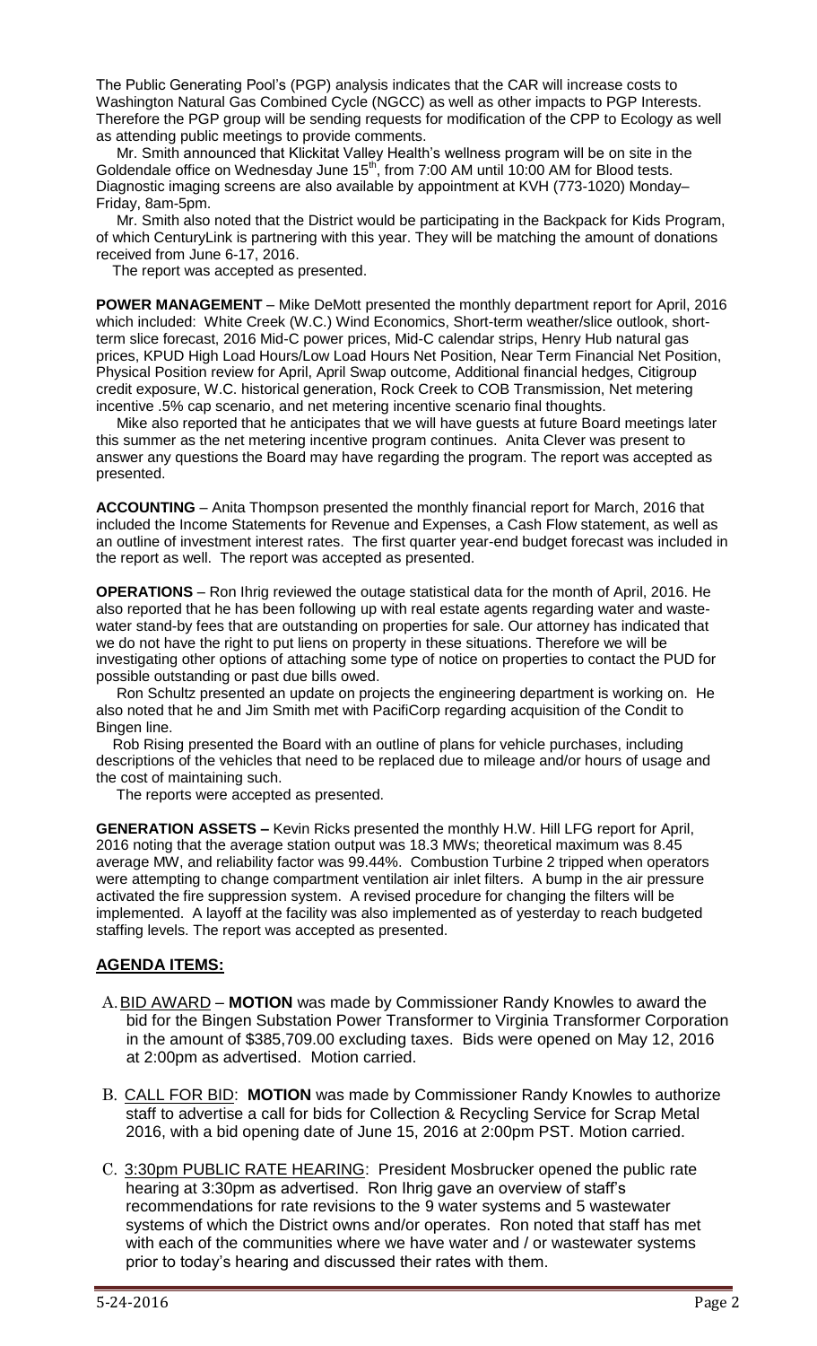The Public Generating Pool's (PGP) analysis indicates that the CAR will increase costs to Washington Natural Gas Combined Cycle (NGCC) as well as other impacts to PGP Interests. Therefore the PGP group will be sending requests for modification of the CPP to Ecology as well as attending public meetings to provide comments.

Mr. Smith announced that Klickitat Valley Health's wellness program will be on site in the Goldendale office on Wednesday June 15th, from 7:00 AM until 10:00 AM for Blood tests. Diagnostic imaging screens are also available by appointment at KVH (773-1020) Monday–Friday, 8am-5pm.

Mr. Smith also noted that the District would be participating in the Backpack for Kids Program, of which CenturyLink is partnering with this year. They will be matching the amount of donations received from June 6-17, 2016.

The report was accepted as presented.

**POWER MANAGEMENT** – Mike DeMott presented the monthly department report for April, 2016 which included: White Creek (W.C.) Wind Economics, Short-term weather/slice outlook, short-term slice forecast, 2016 Mid-C power prices, Mid-C calendar strips, Henry Hub natural gas prices, KPUD High Load Hours/Low Load Hours Net Position, Near Term Financial Net Position, Physical Position review for April, April Swap outcome, Additional financial hedges, Citigroup credit exposure, W.C. historical generation, Rock Creek to COB Transmission, Net metering incentive .5% cap scenario, and net metering incentive scenario final thoughts.

Mike also reported that he anticipates that we will have guests at future Board meetings later this summer as the net metering incentive program continues. Anita Clever was present to answer any questions the Board may have regarding the program. The report was accepted as presented.

**ACCOUNTING** – Anita Thompson presented the monthly financial report for March, 2016 that included the Income Statements for Revenue and Expenses, a Cash Flow statement, as well as an outline of investment interest rates. The first quarter year-end budget forecast was included in the report as well. The report was accepted as presented.

**OPERATIONS** – Ron Ihrig reviewed the outage statistical data for the month of April, 2016. He also reported that he has been following up with real estate agents regarding water and waste-water stand-by fees that are outstanding on properties for sale. Our attorney has indicated that we do not have the right to put liens on property in these situations. Therefore we will be investigating other options of attaching some type of notice on properties to contact the PUD for possible outstanding or past due bills owed.

Ron Schultz presented an update on projects the engineering department is working on. He also noted that he and Jim Smith met with PacifiCorp regarding acquisition of the Condit to Bingen line.

Rob Rising presented the Board with an outline of plans for vehicle purchases, including descriptions of the vehicles that need to be replaced due to mileage and/or hours of usage and the cost of maintaining such.

The reports were accepted as presented.

**GENERATION ASSETS –** Kevin Ricks presented the monthly H.W. Hill LFG report for April, 2016 noting that the average station output was 18.3 MWs; theoretical maximum was 8.45 average MW, and reliability factor was 99.44%. Combustion Turbine 2 tripped when operators were attempting to change compartment ventilation air inlet filters. A bump in the air pressure activated the fire suppression system. A revised procedure for changing the filters will be implemented. A layoff at the facility was also implemented as of yesterday to reach budgeted staffing levels. The report was accepted as presented.

## AGENDA ITEMS:

A. BID AWARD – **MOTION** was made by Commissioner Randy Knowles to award the bid for the Bingen Substation Power Transformer to Virginia Transformer Corporation in the amount of $385,709.00 excluding taxes. Bids were opened on May 12, 2016 at 2:00pm as advertised. Motion carried.

B. CALL FOR BID: **MOTION** was made by Commissioner Randy Knowles to authorize staff to advertise a call for bids for Collection & Recycling Service for Scrap Metal 2016, with a bid opening date of June 15, 2016 at 2:00pm PST. Motion carried.

C. 3:30pm PUBLIC RATE HEARING: President Mosbrucker opened the public rate hearing at 3:30pm as advertised. Ron Ihrig gave an overview of staff's recommendations for rate revisions to the 9 water systems and 5 wastewater systems of which the District owns and/or operates. Ron noted that staff has met with each of the communities where we have water and / or wastewater systems prior to today's hearing and discussed their rates with them.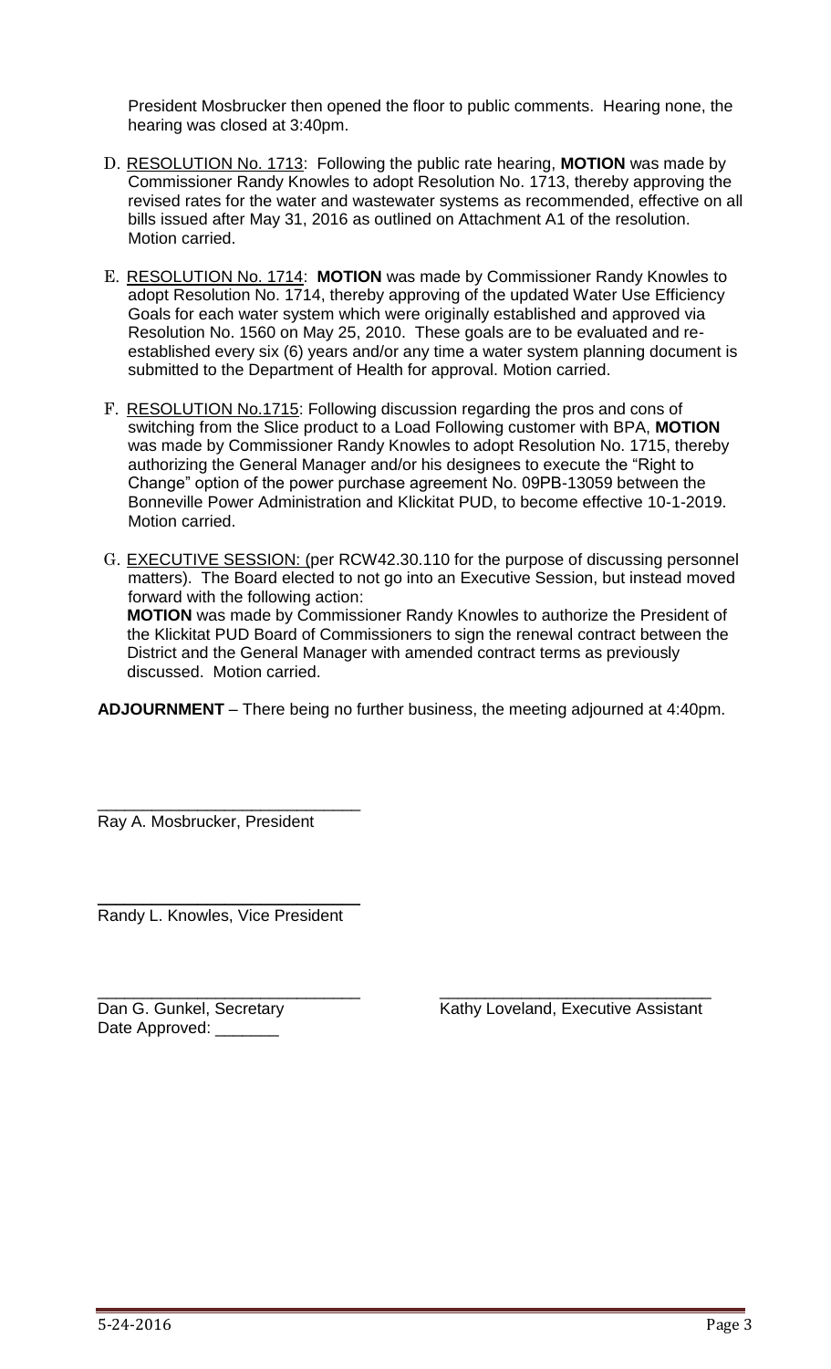President Mosbrucker then opened the floor to public comments. Hearing none, the hearing was closed at 3:40pm.

D. RESOLUTION No. 1713: Following the public rate hearing, **MOTION** was made by Commissioner Randy Knowles to adopt Resolution No. 1713, thereby approving the revised rates for the water and wastewater systems as recommended, effective on all bills issued after May 31, 2016 as outlined on Attachment A1 of the resolution. Motion carried.

E. RESOLUTION No. 1714: **MOTION** was made by Commissioner Randy Knowles to adopt Resolution No. 1714, thereby approving of the updated Water Use Efficiency Goals for each water system which were originally established and approved via Resolution No. 1560 on May 25, 2010. These goals are to be evaluated and re-established every six (6) years and/or any time a water system planning document is submitted to the Department of Health for approval. Motion carried.

F. RESOLUTION No.1715: Following discussion regarding the pros and cons of switching from the Slice product to a Load Following customer with BPA, **MOTION** was made by Commissioner Randy Knowles to adopt Resolution No. 1715, thereby authorizing the General Manager and/or his designees to execute the "Right to Change" option of the power purchase agreement No. 09PB-13059 between the Bonneville Power Administration and Klickitat PUD, to become effective 10-1-2019. Motion carried.

G. EXECUTIVE SESSION: (per RCW42.30.110 for the purpose of discussing personnel matters). The Board elected to not go into an Executive Session, but instead moved forward with the following action:
**MOTION** was made by Commissioner Randy Knowles to authorize the President of the Klickitat PUD Board of Commissioners to sign the renewal contract between the District and the General Manager with amended contract terms as previously discussed. Motion carried.

**ADJOURNMENT** – There being no further business, the meeting adjourned at 4:40pm.

\_\_\_\_\_\_\_\_\_\_\_\_\_\_\_\_\_\_\_\_\_\_\_\_\_\_\_\_\_
Ray A. Mosbrucker, President

\_\_\_\_\_\_\_\_\_\_\_\_\_\_\_\_\_\_\_\_\_\_\_\_\_\_\_\_\_
Randy L. Knowles, Vice President

\_\_\_\_\_\_\_\_\_\_\_\_\_\_\_\_\_\_\_\_\_\_\_\_\_\_\_\_\_
Dan G. Gunkel, Secretary
Date Approved: \_\_\_\_\_\_\_

\_\_\_\_\_\_\_\_\_\_\_\_\_\_\_\_\_\_\_\_\_\_\_\_\_\_\_\_\_
Kathy Loveland, Executive Assistant